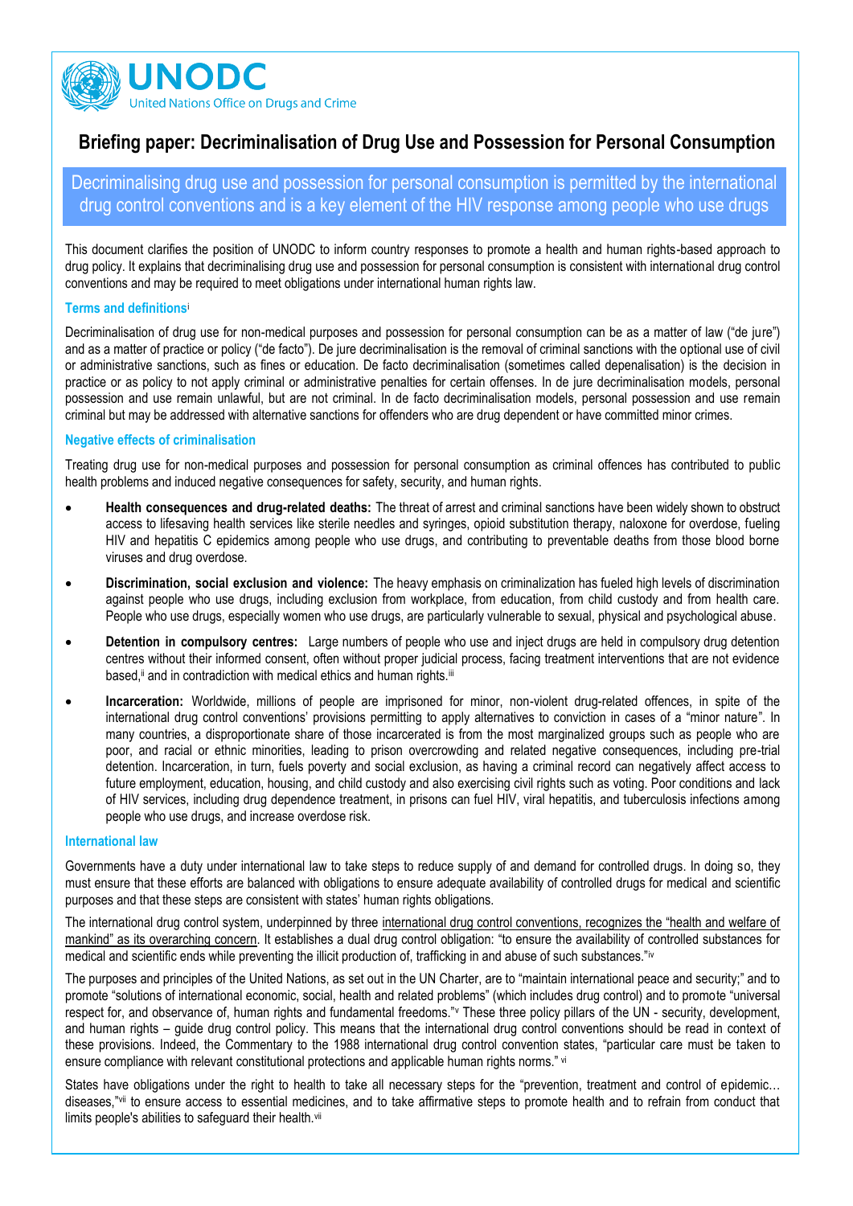# Briefing paper: Decriminalisation of Drug Use and Possession for Personal Consumption

## Decriminalising drug use and possession for personal consumption is permitted by the international drug control conventions and is a key element of the HIV response among people who use drugs

This document clarifies the position of UNODC to inform country responses to promote a health and human rights-based approach to drug policy. It explains that decriminalising drug use and possession for personal consumption is consistent with international drug control conventions and may be required to meet obligations under international human rights law.

### Terms and definitions[i]

Decriminalisation of drug use for non-medical purposes and possession for personal consumption can be as a matter of law ("de jure") and as a matter of practice or policy ("de facto"). De jure decriminalisation is the removal of criminal sanctions with the optional use of civil or administrative sanctions, such as fines or education. De facto decriminalisation (sometimes called depenalisation) is the decision in practice or as policy to not apply criminal or administrative penalties for certain offenses. In de jure decriminalisation models, personal possession and use remain unlawful, but are not criminal. In de facto decriminalisation models, personal possession and use remain criminal but may be addressed with alternative sanctions for offenders who are drug dependent or have committed minor crimes.

### Negative effects of criminalisation

Treating drug use for non-medical purposes and possession for personal consumption as criminal offences has contributed to public health problems and induced negative consequences for safety, security, and human rights.

- **Health consequences and drug-related deaths:** The threat of arrest and criminal sanctions have been widely shown to obstruct access to lifesaving health services like sterile needles and syringes, opioid substitution therapy, naloxone for overdose, fueling HIV and hepatitis C epidemics among people who use drugs, and contributing to preventable deaths from those blood borne viruses and drug overdose.
- **Discrimination, social exclusion and violence:** The heavy emphasis on criminalization has fueled high levels of discrimination against people who use drugs, including exclusion from workplace, from education, from child custody and from health care. People who use drugs, especially women who use drugs, are particularly vulnerable to sexual, physical and psychological abuse.
- **Detention in compulsory centres:** Large numbers of people who use and inject drugs are held in compulsory drug detention centres without their informed consent, often without proper judicial process, facing treatment interventions that are not evidence based,[ii] and in contradiction with medical ethics and human rights.[iii]
- **Incarceration:** Worldwide, millions of people are imprisoned for minor, non-violent drug-related offences, in spite of the international drug control conventions' provisions permitting to apply alternatives to conviction in cases of a "minor nature". In many countries, a disproportionate share of those incarcerated is from the most marginalized groups such as people who are poor, and racial or ethnic minorities, leading to prison overcrowding and related negative consequences, including pre-trial detention. Incarceration, in turn, fuels poverty and social exclusion, as having a criminal record can negatively affect access to future employment, education, housing, and child custody and also exercising civil rights such as voting. Poor conditions and lack of HIV services, including drug dependence treatment, in prisons can fuel HIV, viral hepatitis, and tuberculosis infections among people who use drugs, and increase overdose risk.

### International law

Governments have a duty under international law to take steps to reduce supply of and demand for controlled drugs. In doing so, they must ensure that these efforts are balanced with obligations to ensure adequate availability of controlled drugs for medical and scientific purposes and that these steps are consistent with states' human rights obligations.

The international drug control system, underpinned by three international drug control conventions, recognizes the "health and welfare of mankind" as its overarching concern. It establishes a dual drug control obligation: "to ensure the availability of controlled substances for medical and scientific ends while preventing the illicit production of, trafficking in and abuse of such substances."[iv]

The purposes and principles of the United Nations, as set out in the UN Charter, are to "maintain international peace and security;" and to promote "solutions of international economic, social, health and related problems" (which includes drug control) and to promote "universal respect for, and observance of, human rights and fundamental freedoms."[v] These three policy pillars of the UN - security, development, and human rights – guide drug control policy. This means that the international drug control conventions should be read in context of these provisions. Indeed, the Commentary to the 1988 international drug control convention states, "particular care must be taken to ensure compliance with relevant constitutional protections and applicable human rights norms." [vi]

States have obligations under the right to health to take all necessary steps for the "prevention, treatment and control of epidemic… diseases,"[vii] to ensure access to essential medicines, and to take affirmative steps to promote health and to refrain from conduct that limits people's abilities to safeguard their health.[vii]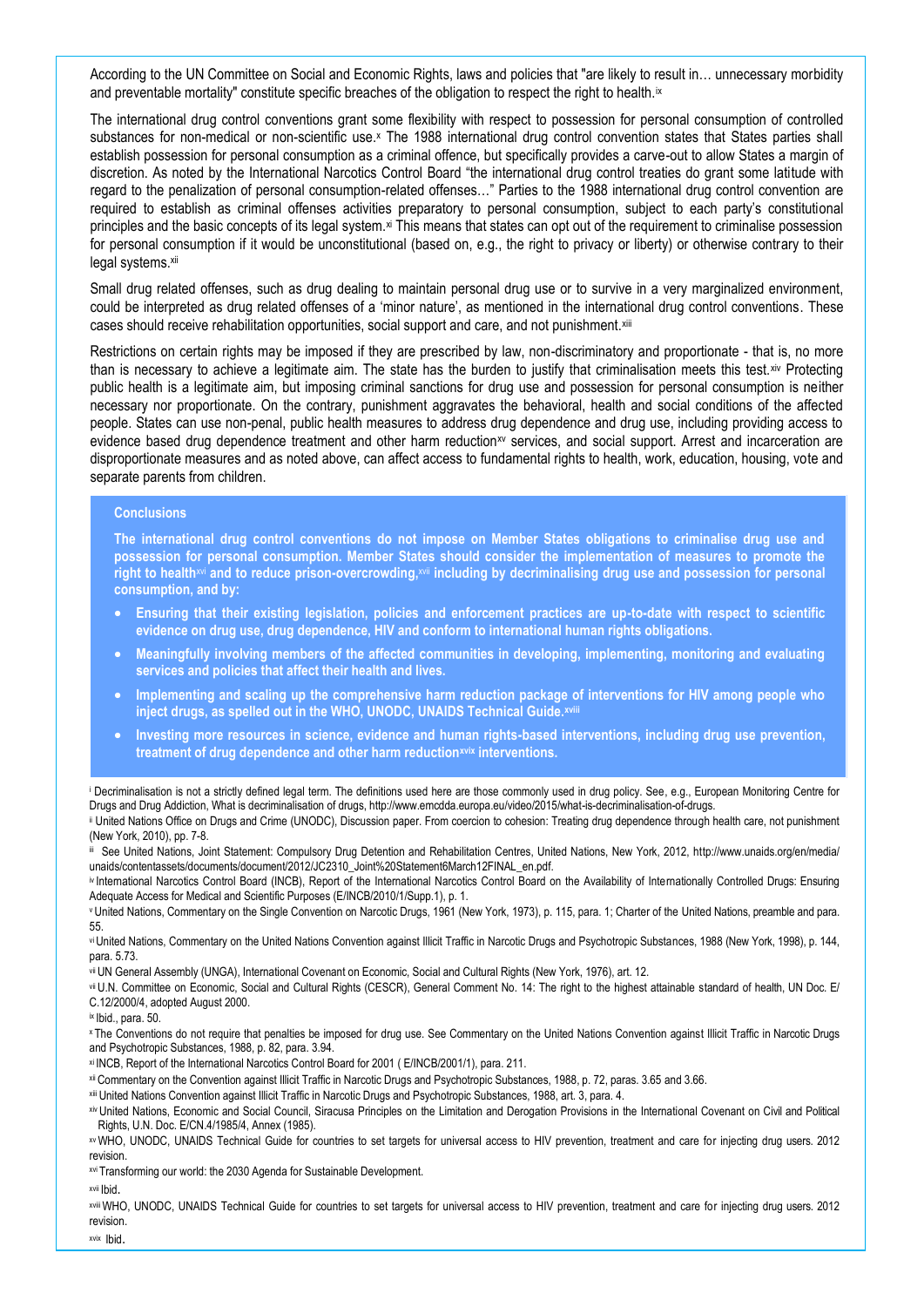According to the UN Committee on Social and Economic Rights, laws and policies that "are likely to result in… unnecessary morbidity and preventable mortality" constitute specific breaches of the obligation to respect the right to health.[ix]

The international drug control conventions grant some flexibility with respect to possession for personal consumption of controlled substances for non-medical or non-scientific use.[x] The 1988 international drug control convention states that States parties shall establish possession for personal consumption as a criminal offence, but specifically provides a carve-out to allow States a margin of discretion. As noted by the International Narcotics Control Board "the international drug control treaties do grant some latitude with regard to the penalization of personal consumption-related offenses…" Parties to the 1988 international drug control convention are required to establish as criminal offenses activities preparatory to personal consumption, subject to each party's constitutional principles and the basic concepts of its legal system.[xi] This means that states can opt out of the requirement to criminalise possession for personal consumption if it would be unconstitutional (based on, e.g., the right to privacy or liberty) or otherwise contrary to their legal systems.[xii]

Small drug related offenses, such as drug dealing to maintain personal drug use or to survive in a very marginalized environment, could be interpreted as drug related offenses of a 'minor nature', as mentioned in the international drug control conventions. These cases should receive rehabilitation opportunities, social support and care, and not punishment.[xiii]

Restrictions on certain rights may be imposed if they are prescribed by law, non-discriminatory and proportionate - that is, no more than is necessary to achieve a legitimate aim. The state has the burden to justify that criminalisation meets this test.[xiv] Protecting public health is a legitimate aim, but imposing criminal sanctions for drug use and possession for personal consumption is neither necessary nor proportionate. On the contrary, punishment aggravates the behavioral, health and social conditions of the affected people. States can use non-penal, public health measures to address drug dependence and drug use, including providing access to evidence based drug dependence treatment and other harm reduction[xv] services, and social support. Arrest and incarceration are disproportionate measures and as noted above, can affect access to fundamental rights to health, work, education, housing, vote and separate parents from children.

**Conclusions**

**The international drug control conventions do not impose on Member States obligations to criminalise drug use and possession for personal consumption. Member States should consider the implementation of measures to promote the right to health[xvi] and to reduce prison-overcrowding,[xvii] including by decriminalising drug use and possession for personal consumption, and by:**

- **Ensuring that their existing legislation, policies and enforcement practices are up-to-date with respect to scientific evidence on drug use, drug dependence, HIV and conform to international human rights obligations.**
- **Meaningfully involving members of the affected communities in developing, implementing, monitoring and evaluating services and policies that affect their health and lives.**
- **Implementing and scaling up the comprehensive harm reduction package of interventions for HIV among people who inject drugs, as spelled out in the WHO, UNODC, UNAIDS Technical Guide.[xviii]**
- **Investing more resources in science, evidence and human rights-based interventions, including drug use prevention, treatment of drug dependence and other harm reduction[xvix] interventions.**

[i] Decriminalisation is not a strictly defined legal term. The definitions used here are those commonly used in drug policy. See, e.g., European Monitoring Centre for Drugs and Drug Addiction, What is decriminalisation of drugs, http://www.emcdda.europa.eu/video/2015/what-is-decriminalisation-of-drugs.

[ii] United Nations Office on Drugs and Crime (UNODC), Discussion paper. From coercion to cohesion: Treating drug dependence through health care, not punishment (New York, 2010), pp. 7-8.

[iii] See United Nations, Joint Statement: Compulsory Drug Detention and Rehabilitation Centres, United Nations, New York, 2012, http://www.unaids.org/en/media/unaids/contentassets/documents/document/2012/JC2310_Joint%20Statement6March12FINAL_en.pdf.

[iv] International Narcotics Control Board (INCB), Report of the International Narcotics Control Board on the Availability of Internationally Controlled Drugs: Ensuring Adequate Access for Medical and Scientific Purposes (E/INCB/2010/1/Supp.1), p. 1.

[v] United Nations, Commentary on the Single Convention on Narcotic Drugs, 1961 (New York, 1973), p. 115, para. 1; Charter of the United Nations, preamble and para. 55.

[vi] United Nations, Commentary on the United Nations Convention against Illicit Traffic in Narcotic Drugs and Psychotropic Substances, 1988 (New York, 1998), p. 144, para. 5.73.

[vii] UN General Assembly (UNGA), International Covenant on Economic, Social and Cultural Rights (New York, 1976), art. 12.

[vii] U.N. Committee on Economic, Social and Cultural Rights (CESCR), General Comment No. 14: The right to the highest attainable standard of health, UN Doc. E/C.12/2000/4, adopted August 2000.

[ix] Ibid., para. 50.

[x] The Conventions do not require that penalties be imposed for drug use. See Commentary on the United Nations Convention against Illicit Traffic in Narcotic Drugs and Psychotropic Substances, 1988, p. 82, para. 3.94.

[xi] INCB, Report of the International Narcotics Control Board for 2001 ( E/INCB/2001/1), para. 211.

[xii] Commentary on the Convention against Illicit Traffic in Narcotic Drugs and Psychotropic Substances, 1988, p. 72, paras. 3.65 and 3.66.

[xiii] United Nations Convention against Illicit Traffic in Narcotic Drugs and Psychotropic Substances, 1988, art. 3, para. 4.

[xiv] United Nations, Economic and Social Council, Siracusa Principles on the Limitation and Derogation Provisions in the International Covenant on Civil and Political Rights, U.N. Doc. E/CN.4/1985/4, Annex (1985).

[xv] WHO, UNODC, UNAIDS Technical Guide for countries to set targets for universal access to HIV prevention, treatment and care for injecting drug users. 2012 revision.

[xvi] Transforming our world: the 2030 Agenda for Sustainable Development.

[xvii] Ibid.

[xviii] WHO, UNODC, UNAIDS Technical Guide for countries to set targets for universal access to HIV prevention, treatment and care for injecting drug users. 2012 revision.

[xvix] Ibid.